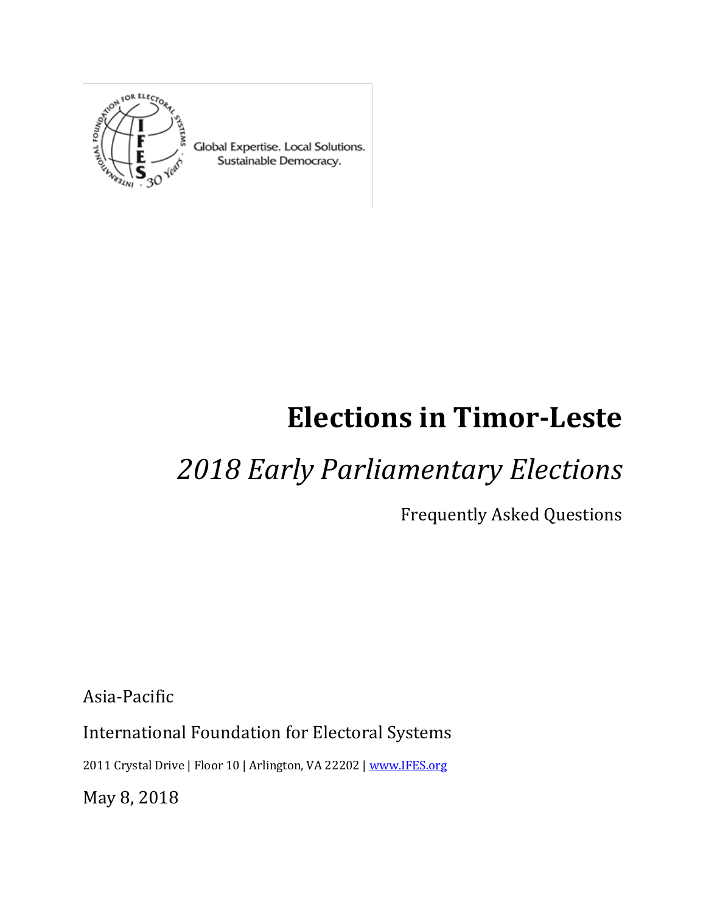Global Expertise. Local Solutions. Sustainable Democracy.

# Elections in Timor-Leste

## *2018 Early Parliamentary Elections*

Frequently Asked Questions

Asia-Pacific

International Foundation for Electoral Systems

2011 Crystal Drive | Floor 10 | Arlington, VA 22202 | [www.IFES.org](http://www.IFES.org)

May 8, 2018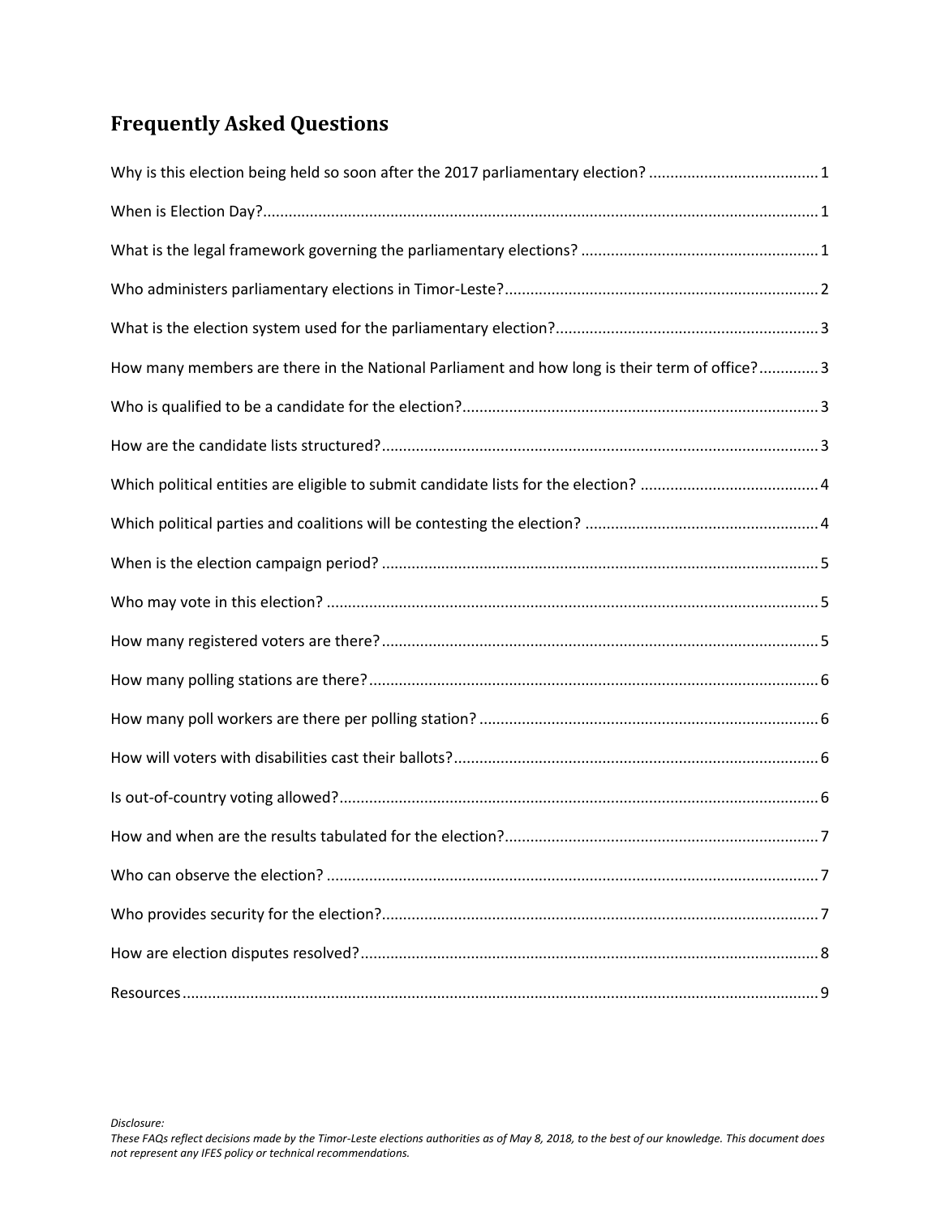# Frequently Asked Questions

Why is this election being held so soon after the 2017 parliamentary election? ........................................ 1

When is Election Day? ........................................ 1

What is the legal framework governing the parliamentary elections? ........................................ 1

Who administers parliamentary elections in Timor-Leste? ........................................ 2

What is the election system used for the parliamentary election? ........................................ 3

How many members are there in the National Parliament and how long is their term of office? ........................................ 3

Who is qualified to be a candidate for the election? ........................................ 3

How are the candidate lists structured? ........................................ 3

Which political entities are eligible to submit candidate lists for the election? ........................................ 4

Which political parties and coalitions will be contesting the election? ........................................ 4

When is the election campaign period? ........................................ 5

Who may vote in this election? ........................................ 5

How many registered voters are there? ........................................ 5

How many polling stations are there? ........................................ 6

How many poll workers are there per polling station? ........................................ 6

How will voters with disabilities cast their ballots? ........................................ 6

Is out-of-country voting allowed? ........................................ 6

How and when are the results tabulated for the election? ........................................ 7

Who can observe the election? ........................................ 7

Who provides security for the election? ........................................ 7

How are election disputes resolved? ........................................ 8

Resources ........................................ 9

*Disclosure:*
*These FAQs reflect decisions made by the Timor-Leste elections authorities as of May 8, 2018, to the best of our knowledge. This document does not represent any IFES policy or technical recommendations.*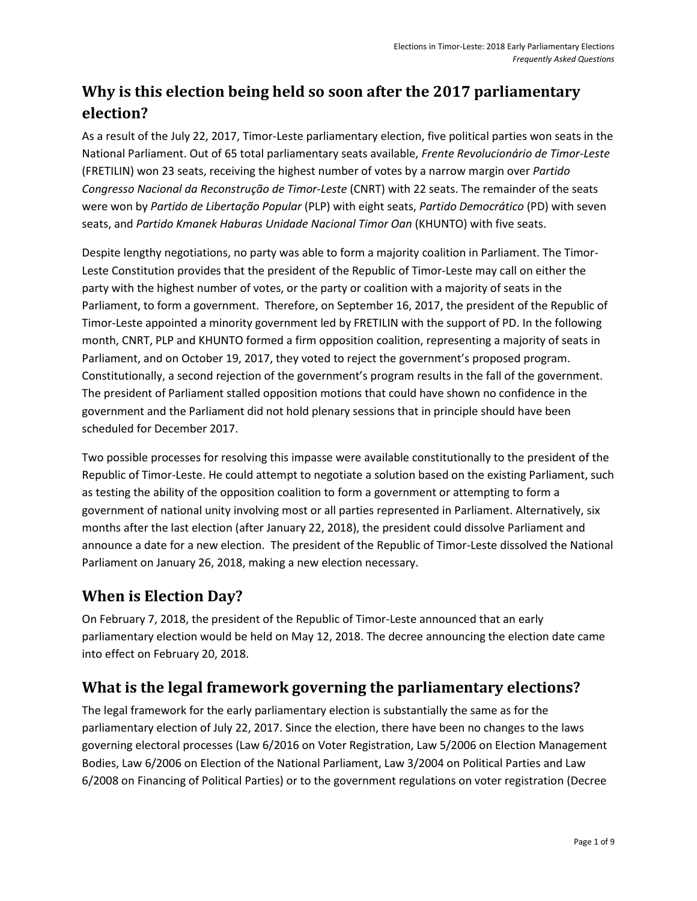## Why is this election being held so soon after the 2017 parliamentary election?

As a result of the July 22, 2017, Timor-Leste parliamentary election, five political parties won seats in the National Parliament. Out of 65 total parliamentary seats available, *Frente Revolucionário de Timor-Leste* (FRETILIN) won 23 seats, receiving the highest number of votes by a narrow margin over *Partido Congresso Nacional da Reconstrução de Timor-Leste* (CNRT) with 22 seats. The remainder of the seats were won by *Partido de Libertação Popular* (PLP) with eight seats, *Partido Democrático* (PD) with seven seats, and *Partido Kmanek Haburas Unidade Nacional Timor Oan* (KHUNTO) with five seats.

Despite lengthy negotiations, no party was able to form a majority coalition in Parliament. The Timor-Leste Constitution provides that the president of the Republic of Timor-Leste may call on either the party with the highest number of votes, or the party or coalition with a majority of seats in the Parliament, to form a government. Therefore, on September 16, 2017, the president of the Republic of Timor-Leste appointed a minority government led by FRETILIN with the support of PD. In the following month, CNRT, PLP and KHUNTO formed a firm opposition coalition, representing a majority of seats in Parliament, and on October 19, 2017, they voted to reject the government's proposed program. Constitutionally, a second rejection of the government's program results in the fall of the government. The president of Parliament stalled opposition motions that could have shown no confidence in the government and the Parliament did not hold plenary sessions that in principle should have been scheduled for December 2017.

Two possible processes for resolving this impasse were available constitutionally to the president of the Republic of Timor-Leste. He could attempt to negotiate a solution based on the existing Parliament, such as testing the ability of the opposition coalition to form a government or attempting to form a government of national unity involving most or all parties represented in Parliament. Alternatively, six months after the last election (after January 22, 2018), the president could dissolve Parliament and announce a date for a new election. The president of the Republic of Timor-Leste dissolved the National Parliament on January 26, 2018, making a new election necessary.

## When is Election Day?

On February 7, 2018, the president of the Republic of Timor-Leste announced that an early parliamentary election would be held on May 12, 2018. The decree announcing the election date came into effect on February 20, 2018.

## What is the legal framework governing the parliamentary elections?

The legal framework for the early parliamentary election is substantially the same as for the parliamentary election of July 22, 2017. Since the election, there have been no changes to the laws governing electoral processes (Law 6/2016 on Voter Registration, Law 5/2006 on Election Management Bodies, Law 6/2006 on Election of the National Parliament, Law 3/2004 on Political Parties and Law 6/2008 on Financing of Political Parties) or to the government regulations on voter registration (Decree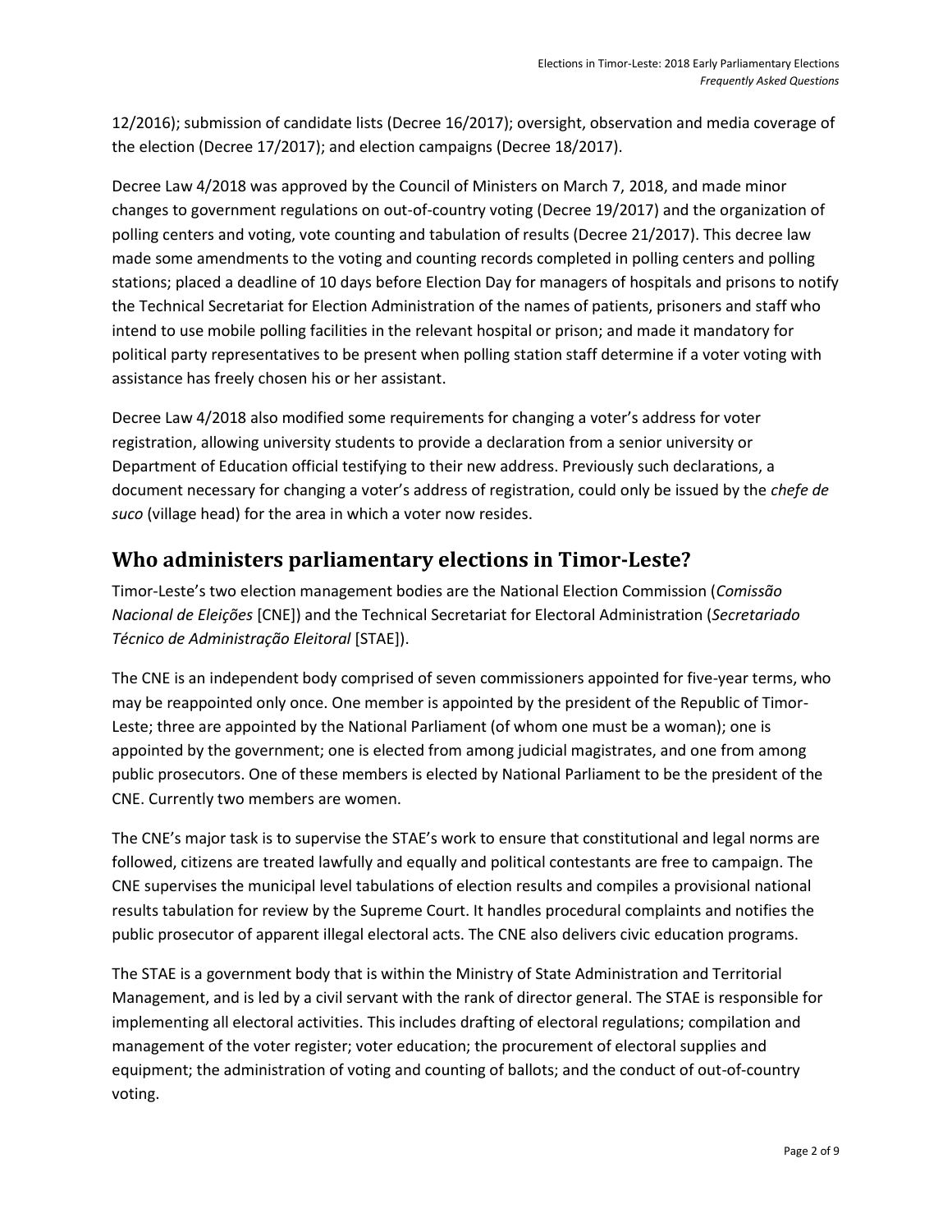12/2016); submission of candidate lists (Decree 16/2017); oversight, observation and media coverage of the election (Decree 17/2017); and election campaigns (Decree 18/2017).

Decree Law 4/2018 was approved by the Council of Ministers on March 7, 2018, and made minor changes to government regulations on out-of-country voting (Decree 19/2017) and the organization of polling centers and voting, vote counting and tabulation of results (Decree 21/2017). This decree law made some amendments to the voting and counting records completed in polling centers and polling stations; placed a deadline of 10 days before Election Day for managers of hospitals and prisons to notify the Technical Secretariat for Election Administration of the names of patients, prisoners and staff who intend to use mobile polling facilities in the relevant hospital or prison; and made it mandatory for political party representatives to be present when polling station staff determine if a voter voting with assistance has freely chosen his or her assistant.

Decree Law 4/2018 also modified some requirements for changing a voter's address for voter registration, allowing university students to provide a declaration from a senior university or Department of Education official testifying to their new address. Previously such declarations, a document necessary for changing a voter's address of registration, could only be issued by the *chefe de suco* (village head) for the area in which a voter now resides.

## Who administers parliamentary elections in Timor-Leste?

Timor-Leste's two election management bodies are the National Election Commission (*Comissão Nacional de Eleições* [CNE]) and the Technical Secretariat for Electoral Administration (*Secretariado Técnico de Administração Eleitoral* [STAE]).

The CNE is an independent body comprised of seven commissioners appointed for five-year terms, who may be reappointed only once. One member is appointed by the president of the Republic of Timor-Leste; three are appointed by the National Parliament (of whom one must be a woman); one is appointed by the government; one is elected from among judicial magistrates, and one from among public prosecutors. One of these members is elected by National Parliament to be the president of the CNE. Currently two members are women.

The CNE's major task is to supervise the STAE's work to ensure that constitutional and legal norms are followed, citizens are treated lawfully and equally and political contestants are free to campaign. The CNE supervises the municipal level tabulations of election results and compiles a provisional national results tabulation for review by the Supreme Court. It handles procedural complaints and notifies the public prosecutor of apparent illegal electoral acts. The CNE also delivers civic education programs.

The STAE is a government body that is within the Ministry of State Administration and Territorial Management, and is led by a civil servant with the rank of director general. The STAE is responsible for implementing all electoral activities. This includes drafting of electoral regulations; compilation and management of the voter register; voter education; the procurement of electoral supplies and equipment; the administration of voting and counting of ballots; and the conduct of out-of-country voting.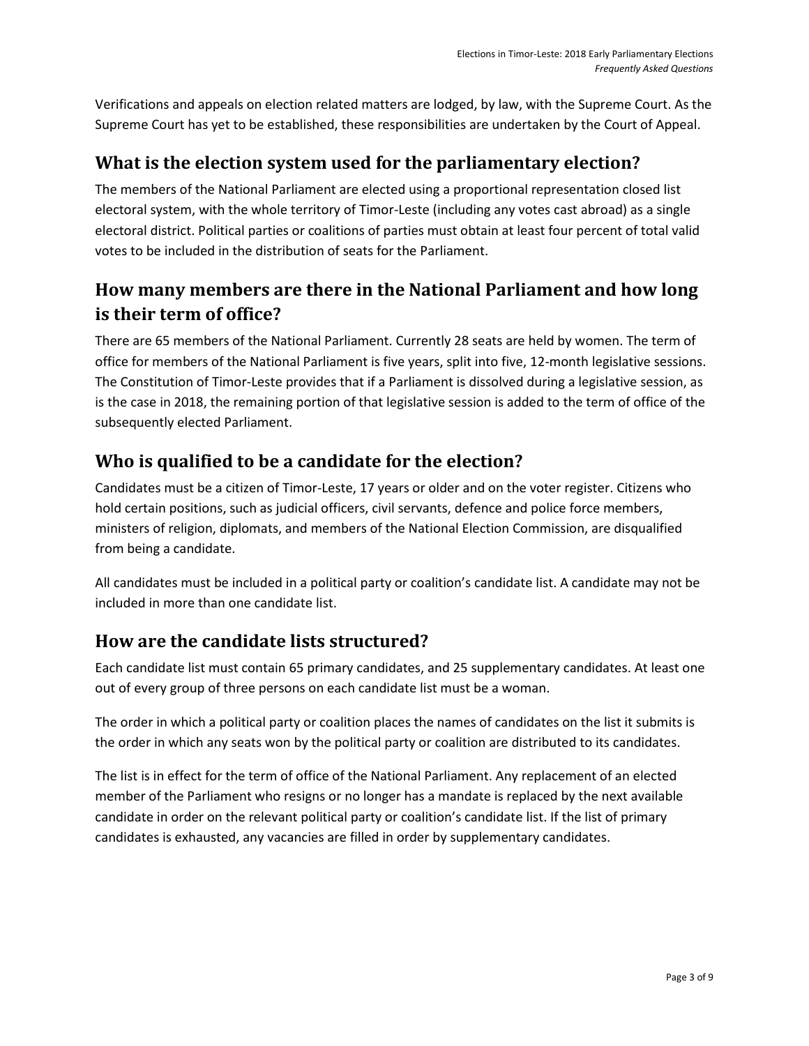Verifications and appeals on election related matters are lodged, by law, with the Supreme Court. As the Supreme Court has yet to be established, these responsibilities are undertaken by the Court of Appeal.

## What is the election system used for the parliamentary election?

The members of the National Parliament are elected using a proportional representation closed list electoral system, with the whole territory of Timor-Leste (including any votes cast abroad) as a single electoral district. Political parties or coalitions of parties must obtain at least four percent of total valid votes to be included in the distribution of seats for the Parliament.

## How many members are there in the National Parliament and how long is their term of office?

There are 65 members of the National Parliament. Currently 28 seats are held by women. The term of office for members of the National Parliament is five years, split into five, 12-month legislative sessions. The Constitution of Timor-Leste provides that if a Parliament is dissolved during a legislative session, as is the case in 2018, the remaining portion of that legislative session is added to the term of office of the subsequently elected Parliament.

## Who is qualified to be a candidate for the election?

Candidates must be a citizen of Timor-Leste, 17 years or older and on the voter register. Citizens who hold certain positions, such as judicial officers, civil servants, defence and police force members, ministers of religion, diplomats, and members of the National Election Commission, are disqualified from being a candidate.

All candidates must be included in a political party or coalition's candidate list. A candidate may not be included in more than one candidate list.

## How are the candidate lists structured?

Each candidate list must contain 65 primary candidates, and 25 supplementary candidates. At least one out of every group of three persons on each candidate list must be a woman.

The order in which a political party or coalition places the names of candidates on the list it submits is the order in which any seats won by the political party or coalition are distributed to its candidates.

The list is in effect for the term of office of the National Parliament. Any replacement of an elected member of the Parliament who resigns or no longer has a mandate is replaced by the next available candidate in order on the relevant political party or coalition's candidate list. If the list of primary candidates is exhausted, any vacancies are filled in order by supplementary candidates.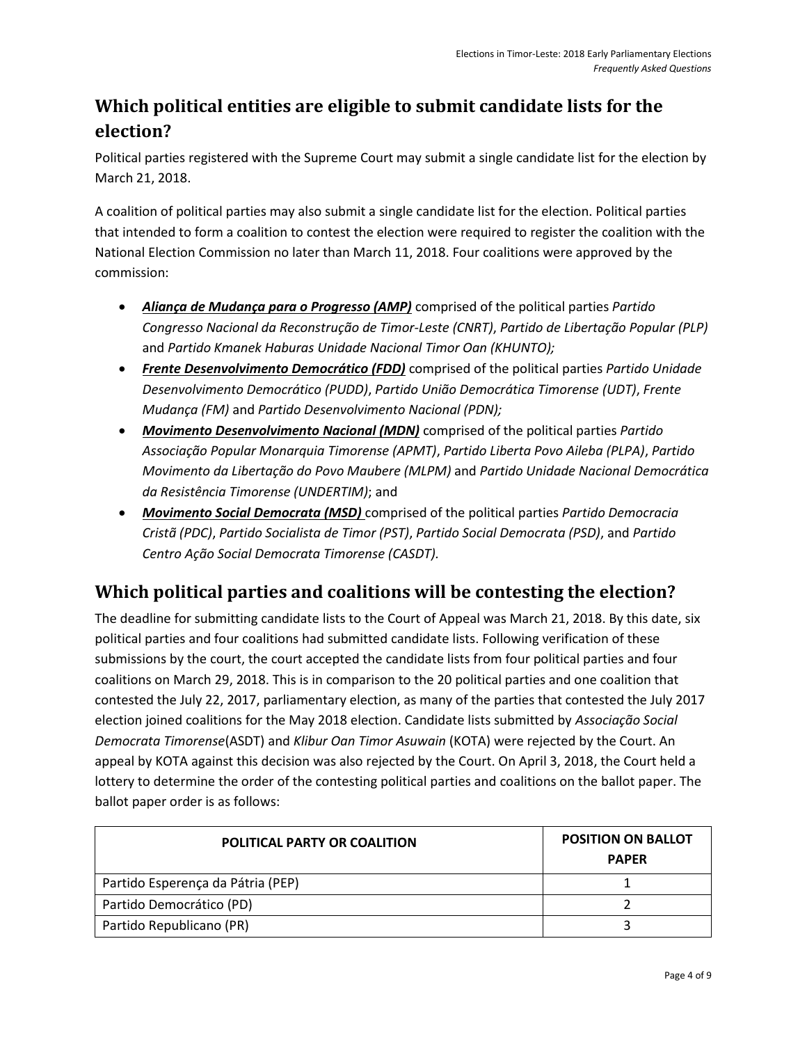## Which political entities are eligible to submit candidate lists for the election?

Political parties registered with the Supreme Court may submit a single candidate list for the election by March 21, 2018.

A coalition of political parties may also submit a single candidate list for the election. Political parties that intended to form a coalition to contest the election were required to register the coalition with the National Election Commission no later than March 11, 2018. Four coalitions were approved by the commission:

- ***Aliança de Mudança para o Progresso (AMP)*** comprised of the political parties *Partido Congresso Nacional da Reconstrução de Timor-Leste (CNRT)*, *Partido de Libertação Popular (PLP)* and *Partido Kmanek Haburas Unidade Nacional Timor Oan (KHUNTO);*
- ***Frente Desenvolvimento Democrático (FDD)*** comprised of the political parties *Partido Unidade Desenvolvimento Democrático (PUDD)*, *Partido União Democrática Timorense (UDT)*, *Frente Mudança (FM)* and *Partido Desenvolvimento Nacional (PDN);*
- ***Movimento Desenvolvimento Nacional (MDN)*** comprised of the political parties *Partido Associação Popular Monarquia Timorense (APMT)*, *Partido Liberta Povo Aileba (PLPA)*, *Partido Movimento da Libertação do Povo Maubere (MLPM)* and *Partido Unidade Nacional Democrática da Resistência Timorense (UNDERTIM)*; and
- ***Movimento Social Democrata (MSD)*** comprised of the political parties *Partido Democracia Cristã (PDC)*, *Partido Socialista de Timor (PST)*, *Partido Social Democrata (PSD)*, and *Partido Centro Ação Social Democrata Timorense (CASDT).*

## Which political parties and coalitions will be contesting the election?

The deadline for submitting candidate lists to the Court of Appeal was March 21, 2018. By this date, six political parties and four coalitions had submitted candidate lists. Following verification of these submissions by the court, the court accepted the candidate lists from four political parties and four coalitions on March 29, 2018. This is in comparison to the 20 political parties and one coalition that contested the July 22, 2017, parliamentary election, as many of the parties that contested the July 2017 election joined coalitions for the May 2018 election. Candidate lists submitted by *Associação Social Democrata Timorense*(ASDT) and *Klibur Oan Timor Asuwain* (KOTA) were rejected by the Court. An appeal by KOTA against this decision was also rejected by the Court. On April 3, 2018, the Court held a lottery to determine the order of the contesting political parties and coalitions on the ballot paper. The ballot paper order is as follows:

| POLITICAL PARTY OR COALITION | POSITION ON BALLOT PAPER |
|---|---|
| Partido Esperença da Pátria (PEP) | 1 |
| Partido Democrático (PD) | 2 |
| Partido Republicano (PR) | 3 |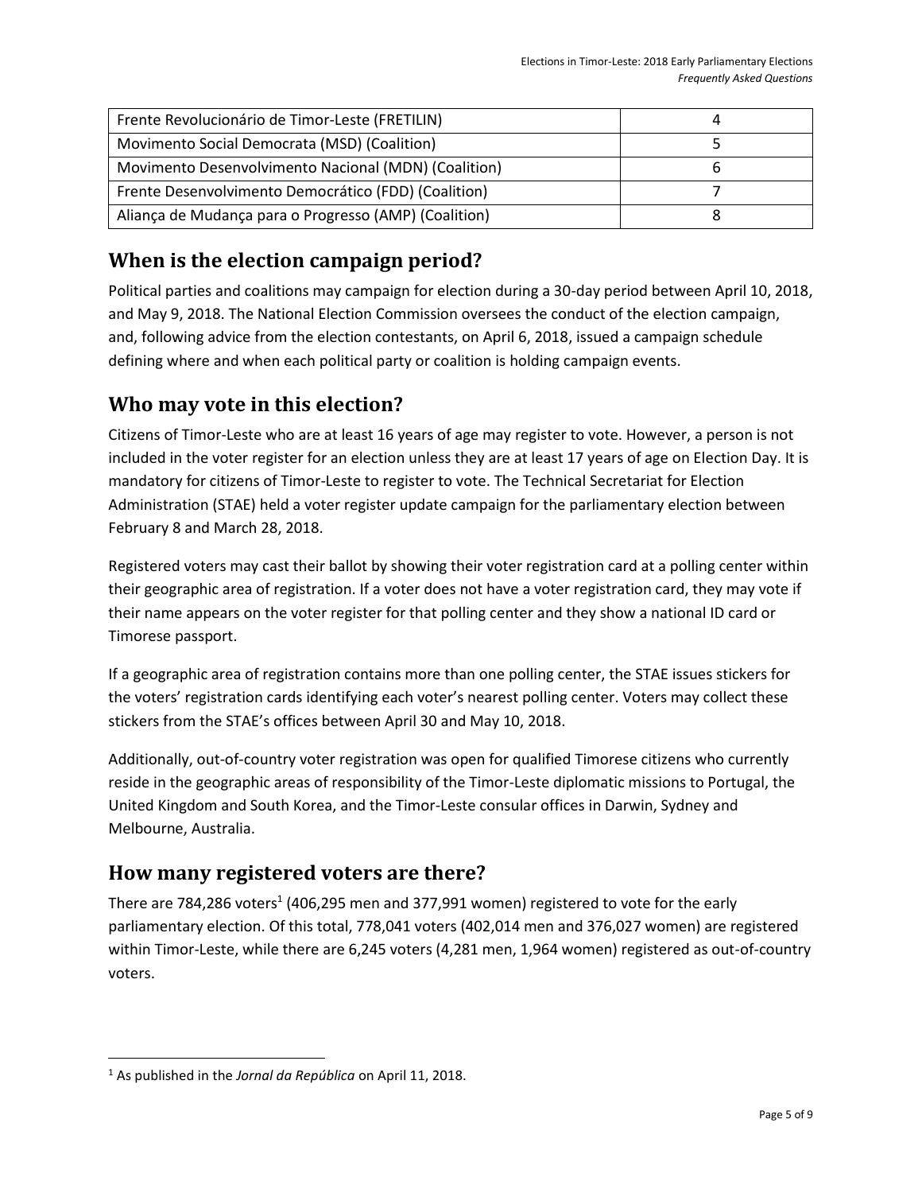| Frente Revolucionário de Timor-Leste (FRETILIN) | 4 |
|---|---|
| Movimento Social Democrata (MSD) (Coalition) | 5 |
| Movimento Desenvolvimento Nacional (MDN) (Coalition) | 6 |
| Frente Desenvolvimento Democrático (FDD) (Coalition) | 7 |
| Aliança de Mudança para o Progresso (AMP) (Coalition) | 8 |

## When is the election campaign period?

Political parties and coalitions may campaign for election during a 30-day period between April 10, 2018, and May 9, 2018. The National Election Commission oversees the conduct of the election campaign, and, following advice from the election contestants, on April 6, 2018, issued a campaign schedule defining where and when each political party or coalition is holding campaign events.

## Who may vote in this election?

Citizens of Timor-Leste who are at least 16 years of age may register to vote. However, a person is not included in the voter register for an election unless they are at least 17 years of age on Election Day. It is mandatory for citizens of Timor-Leste to register to vote. The Technical Secretariat for Election Administration (STAE) held a voter register update campaign for the parliamentary election between February 8 and March 28, 2018.

Registered voters may cast their ballot by showing their voter registration card at a polling center within their geographic area of registration. If a voter does not have a voter registration card, they may vote if their name appears on the voter register for that polling center and they show a national ID card or Timorese passport.

If a geographic area of registration contains more than one polling center, the STAE issues stickers for the voters' registration cards identifying each voter's nearest polling center. Voters may collect these stickers from the STAE's offices between April 30 and May 10, 2018.

Additionally, out-of-country voter registration was open for qualified Timorese citizens who currently reside in the geographic areas of responsibility of the Timor-Leste diplomatic missions to Portugal, the United Kingdom and South Korea, and the Timor-Leste consular offices in Darwin, Sydney and Melbourne, Australia.

## How many registered voters are there?

There are 784,286 voters[1] (406,295 men and 377,991 women) registered to vote for the early parliamentary election. Of this total, 778,041 voters (402,014 men and 376,027 women) are registered within Timor-Leste, while there are 6,245 voters (4,281 men, 1,964 women) registered as out-of-country voters.

[1] As published in the *Jornal da República* on April 11, 2018.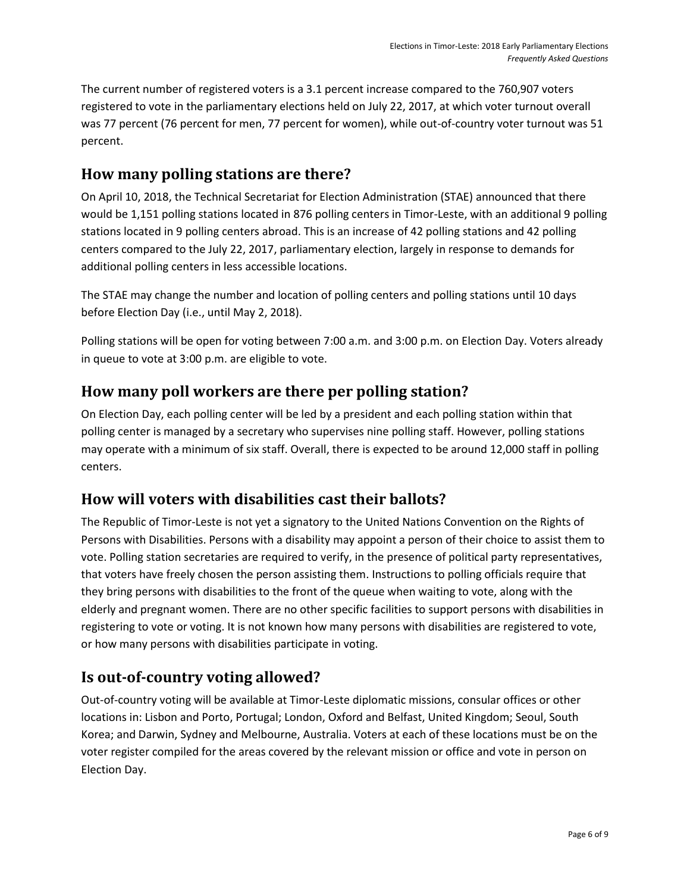The current number of registered voters is a 3.1 percent increase compared to the 760,907 voters registered to vote in the parliamentary elections held on July 22, 2017, at which voter turnout overall was 77 percent (76 percent for men, 77 percent for women), while out-of-country voter turnout was 51 percent.

## How many polling stations are there?

On April 10, 2018, the Technical Secretariat for Election Administration (STAE) announced that there would be 1,151 polling stations located in 876 polling centers in Timor-Leste, with an additional 9 polling stations located in 9 polling centers abroad. This is an increase of 42 polling stations and 42 polling centers compared to the July 22, 2017, parliamentary election, largely in response to demands for additional polling centers in less accessible locations.

The STAE may change the number and location of polling centers and polling stations until 10 days before Election Day (i.e., until May 2, 2018).

Polling stations will be open for voting between 7:00 a.m. and 3:00 p.m. on Election Day. Voters already in queue to vote at 3:00 p.m. are eligible to vote.

## How many poll workers are there per polling station?

On Election Day, each polling center will be led by a president and each polling station within that polling center is managed by a secretary who supervises nine polling staff. However, polling stations may operate with a minimum of six staff. Overall, there is expected to be around 12,000 staff in polling centers.

## How will voters with disabilities cast their ballots?

The Republic of Timor-Leste is not yet a signatory to the United Nations Convention on the Rights of Persons with Disabilities. Persons with a disability may appoint a person of their choice to assist them to vote. Polling station secretaries are required to verify, in the presence of political party representatives, that voters have freely chosen the person assisting them. Instructions to polling officials require that they bring persons with disabilities to the front of the queue when waiting to vote, along with the elderly and pregnant women. There are no other specific facilities to support persons with disabilities in registering to vote or voting. It is not known how many persons with disabilities are registered to vote, or how many persons with disabilities participate in voting.

## Is out-of-country voting allowed?

Out-of-country voting will be available at Timor-Leste diplomatic missions, consular offices or other locations in: Lisbon and Porto, Portugal; London, Oxford and Belfast, United Kingdom; Seoul, South Korea; and Darwin, Sydney and Melbourne, Australia. Voters at each of these locations must be on the voter register compiled for the areas covered by the relevant mission or office and vote in person on Election Day.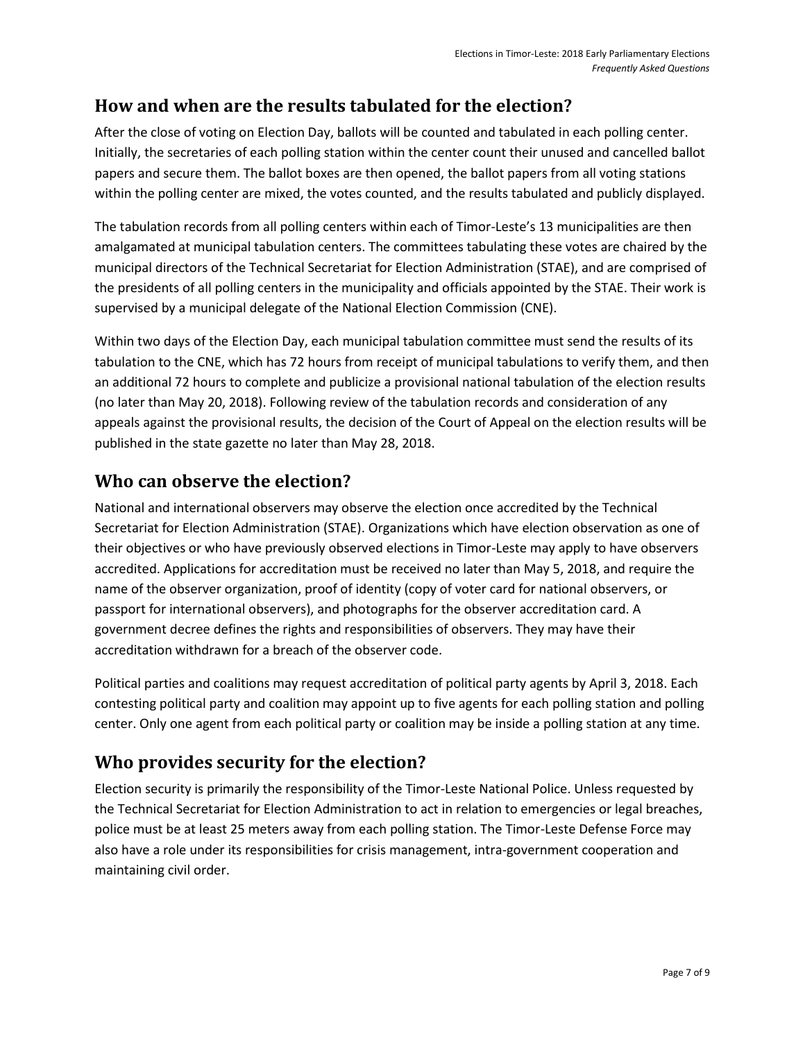## How and when are the results tabulated for the election?

After the close of voting on Election Day, ballots will be counted and tabulated in each polling center. Initially, the secretaries of each polling station within the center count their unused and cancelled ballot papers and secure them. The ballot boxes are then opened, the ballot papers from all voting stations within the polling center are mixed, the votes counted, and the results tabulated and publicly displayed.

The tabulation records from all polling centers within each of Timor-Leste's 13 municipalities are then amalgamated at municipal tabulation centers. The committees tabulating these votes are chaired by the municipal directors of the Technical Secretariat for Election Administration (STAE), and are comprised of the presidents of all polling centers in the municipality and officials appointed by the STAE. Their work is supervised by a municipal delegate of the National Election Commission (CNE).

Within two days of the Election Day, each municipal tabulation committee must send the results of its tabulation to the CNE, which has 72 hours from receipt of municipal tabulations to verify them, and then an additional 72 hours to complete and publicize a provisional national tabulation of the election results (no later than May 20, 2018). Following review of the tabulation records and consideration of any appeals against the provisional results, the decision of the Court of Appeal on the election results will be published in the state gazette no later than May 28, 2018.

## Who can observe the election?

National and international observers may observe the election once accredited by the Technical Secretariat for Election Administration (STAE). Organizations which have election observation as one of their objectives or who have previously observed elections in Timor-Leste may apply to have observers accredited. Applications for accreditation must be received no later than May 5, 2018, and require the name of the observer organization, proof of identity (copy of voter card for national observers, or passport for international observers), and photographs for the observer accreditation card. A government decree defines the rights and responsibilities of observers. They may have their accreditation withdrawn for a breach of the observer code.

Political parties and coalitions may request accreditation of political party agents by April 3, 2018. Each contesting political party and coalition may appoint up to five agents for each polling station and polling center. Only one agent from each political party or coalition may be inside a polling station at any time.

## Who provides security for the election?

Election security is primarily the responsibility of the Timor-Leste National Police. Unless requested by the Technical Secretariat for Election Administration to act in relation to emergencies or legal breaches, police must be at least 25 meters away from each polling station. The Timor-Leste Defense Force may also have a role under its responsibilities for crisis management, intra-government cooperation and maintaining civil order.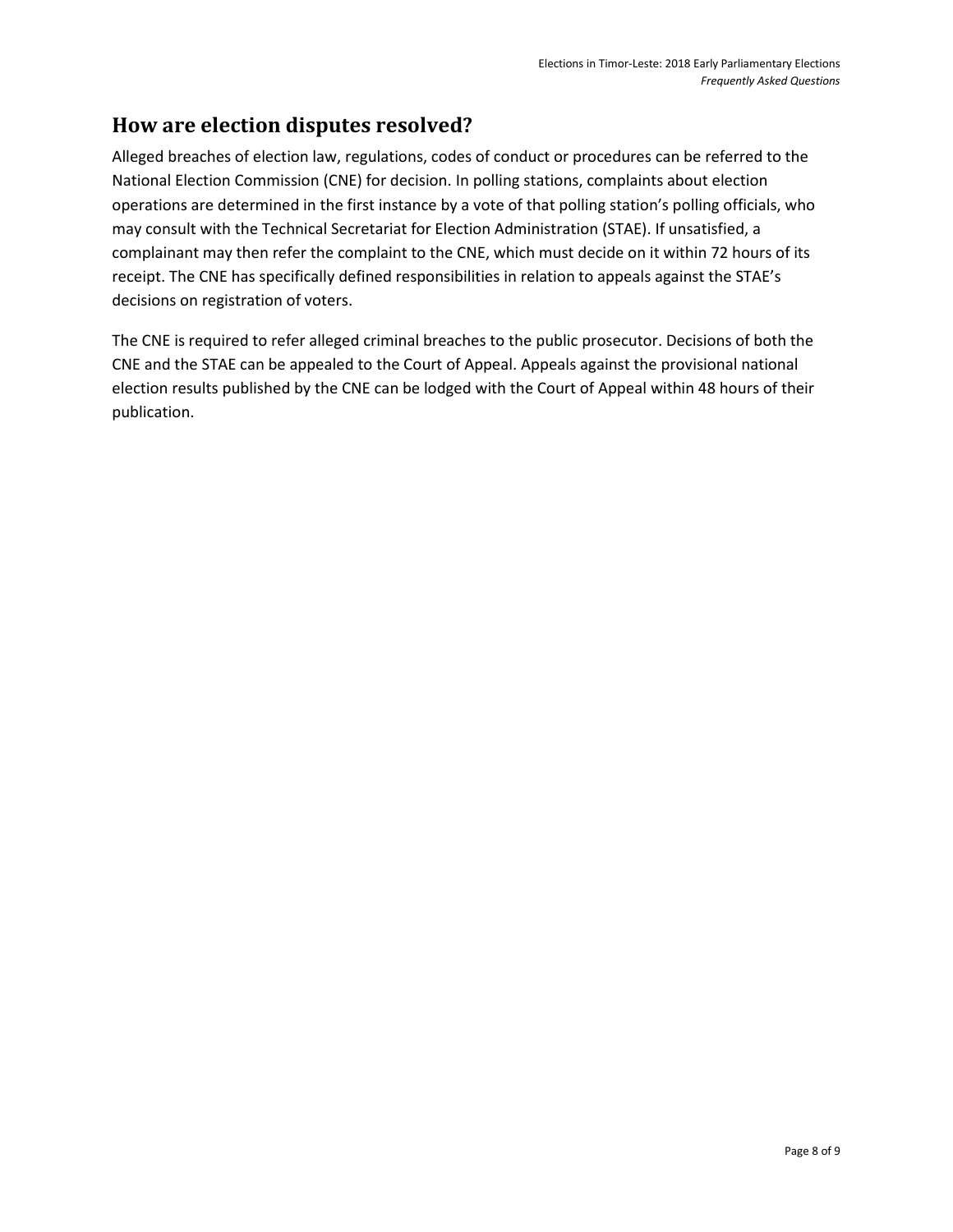## How are election disputes resolved?

Alleged breaches of election law, regulations, codes of conduct or procedures can be referred to the National Election Commission (CNE) for decision. In polling stations, complaints about election operations are determined in the first instance by a vote of that polling station's polling officials, who may consult with the Technical Secretariat for Election Administration (STAE). If unsatisfied, a complainant may then refer the complaint to the CNE, which must decide on it within 72 hours of its receipt. The CNE has specifically defined responsibilities in relation to appeals against the STAE's decisions on registration of voters.

The CNE is required to refer alleged criminal breaches to the public prosecutor. Decisions of both the CNE and the STAE can be appealed to the Court of Appeal. Appeals against the provisional national election results published by the CNE can be lodged with the Court of Appeal within 48 hours of their publication.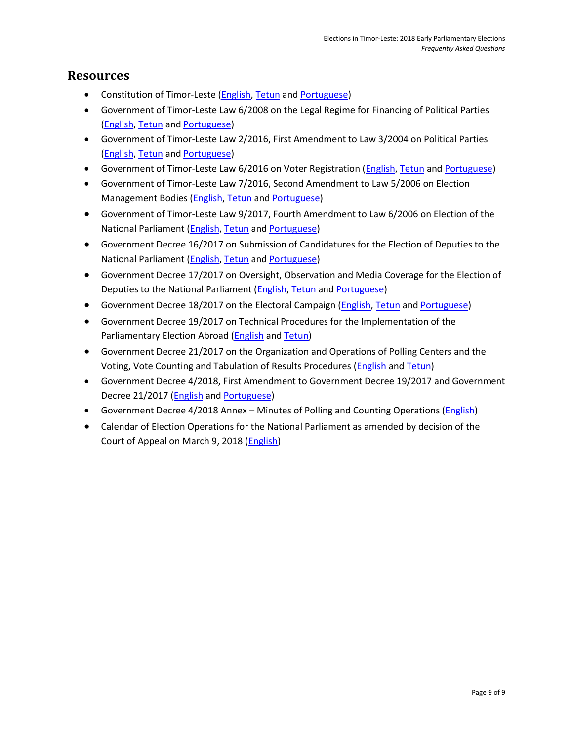## Resources

- Constitution of Timor-Leste (English, Tetun and Portuguese)
- Government of Timor-Leste Law 6/2008 on the Legal Regime for Financing of Political Parties (English, Tetun and Portuguese)
- Government of Timor-Leste Law 2/2016, First Amendment to Law 3/2004 on Political Parties (English, Tetun and Portuguese)
- Government of Timor-Leste Law 6/2016 on Voter Registration (English, Tetun and Portuguese)
- Government of Timor-Leste Law 7/2016, Second Amendment to Law 5/2006 on Election Management Bodies (English, Tetun and Portuguese)
- Government of Timor-Leste Law 9/2017, Fourth Amendment to Law 6/2006 on Election of the National Parliament (English, Tetun and Portuguese)
- Government Decree 16/2017 on Submission of Candidatures for the Election of Deputies to the National Parliament (English, Tetun and Portuguese)
- Government Decree 17/2017 on Oversight, Observation and Media Coverage for the Election of Deputies to the National Parliament (English, Tetun and Portuguese)
- Government Decree 18/2017 on the Electoral Campaign (English, Tetun and Portuguese)
- Government Decree 19/2017 on Technical Procedures for the Implementation of the Parliamentary Election Abroad (English and Tetun)
- Government Decree 21/2017 on the Organization and Operations of Polling Centers and the Voting, Vote Counting and Tabulation of Results Procedures (English and Tetun)
- Government Decree 4/2018, First Amendment to Government Decree 19/2017 and Government Decree 21/2017 (English and Portuguese)
- Government Decree 4/2018 Annex – Minutes of Polling and Counting Operations (English)
- Calendar of Election Operations for the National Parliament as amended by decision of the Court of Appeal on March 9, 2018 (English)